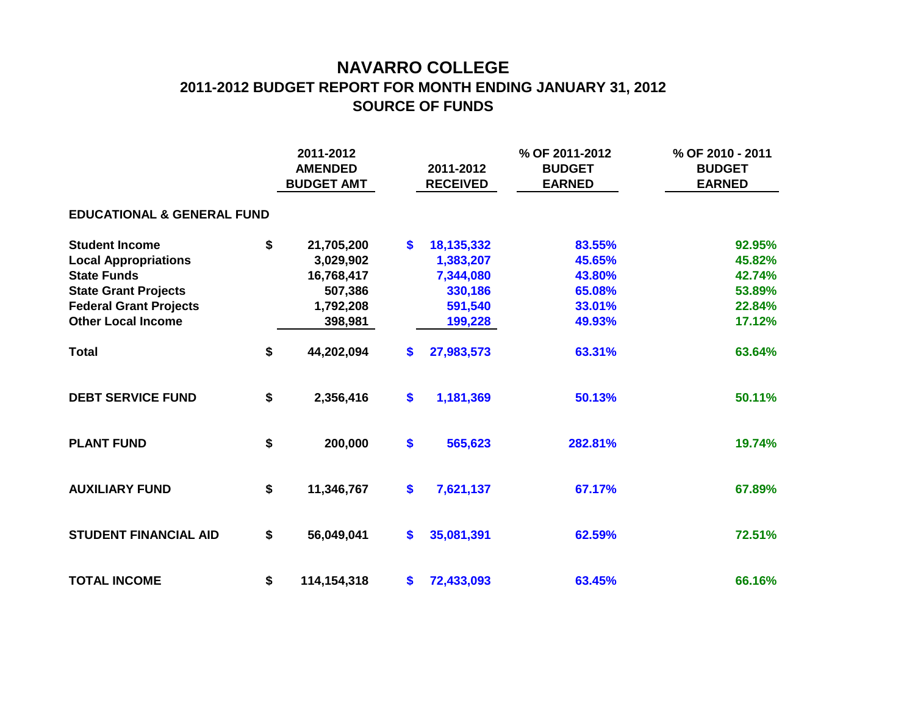# NAVARRO COLLEGE

## 2011-2012 BUDGET REPORT FOR MONTH ENDING JANUARY 31, 2012

## SOURCE OF FUNDS

| | 2011-2012 AMENDED BUDGET AMT | 2011-2012 RECEIVED | % OF 2011-2012 BUDGET EARNED | % OF 2010 - 2011 BUDGET EARNED |
|---|---|---|---|---|
| **EDUCATIONAL & GENERAL FUND** | | | | |
| **Student Income** | $ 21,705,200 | $ 18,135,332 | 83.55% | 92.95% |
| **Local Appropriations** | 3,029,902 | 1,383,207 | 45.65% | 45.82% |
| **State Funds** | 16,768,417 | 7,344,080 | 43.80% | 42.74% |
| **State Grant Projects** | 507,386 | 330,186 | 65.08% | 53.89% |
| **Federal Grant Projects** | 1,792,208 | 591,540 | 33.01% | 22.84% |
| **Other Local Income** | 398,981 | 199,228 | 49.93% | 17.12% |
| **Total** | $ 44,202,094 | $ 27,983,573 | 63.31% | 63.64% |
| **DEBT SERVICE FUND** | $ 2,356,416 | $ 1,181,369 | 50.13% | 50.11% |
| **PLANT FUND** | $ 200,000 | $ 565,623 | 282.81% | 19.74% |
| **AUXILIARY FUND** | $ 11,346,767 | $ 7,621,137 | 67.17% | 67.89% |
| **STUDENT FINANCIAL AID** | $ 56,049,041 | $ 35,081,391 | 62.59% | 72.51% |
| **TOTAL INCOME** | $ 114,154,318 | $ 72,433,093 | 63.45% | 66.16% |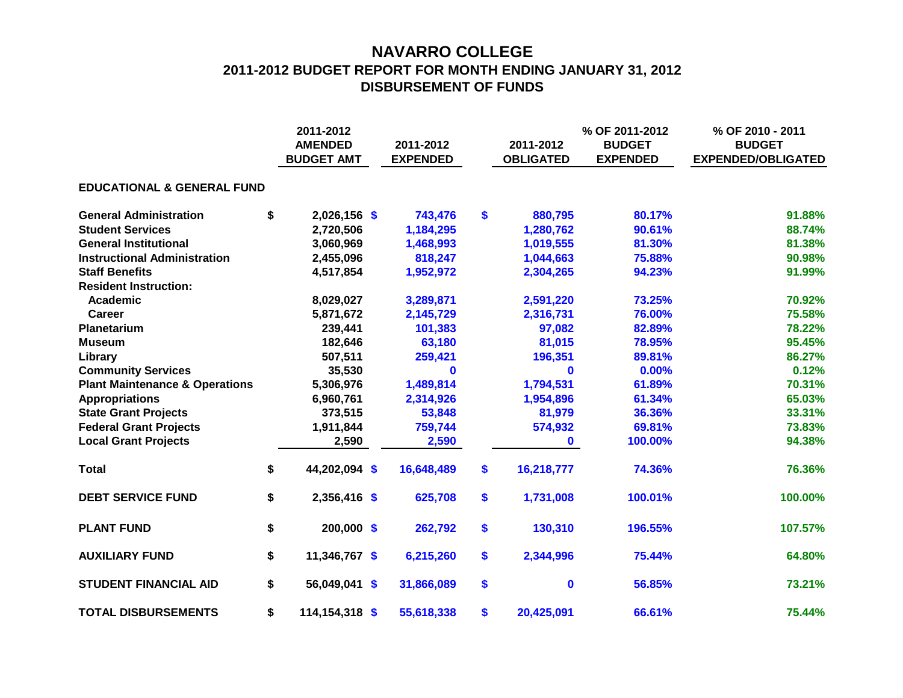# NAVARRO COLLEGE
## 2011-2012 BUDGET REPORT FOR MONTH ENDING JANUARY 31, 2012
## DISBURSEMENT OF FUNDS

| | 2011-2012 AMENDED BUDGET AMT | 2011-2012 EXPENDED | 2011-2012 OBLIGATED | % OF 2011-2012 BUDGET EXPENDED | % OF 2010 - 2011 BUDGET EXPENDED/OBLIGATED |
|---|---|---|---|---|---|
| **EDUCATIONAL & GENERAL FUND** | | | | | |
| General Administration | $ 2,026,156 | $ 743,476 | $ 880,795 | 80.17% | 91.88% |
| Student Services | 2,720,506 | 1,184,295 | 1,280,762 | 90.61% | 88.74% |
| General Institutional | 3,060,969 | 1,468,993 | 1,019,555 | 81.30% | 81.38% |
| Instructional Administration | 2,455,096 | 818,247 | 1,044,663 | 75.88% | 90.98% |
| Staff Benefits | 4,517,854 | 1,952,972 | 2,304,265 | 94.23% | 91.99% |
| Resident Instruction: | | | | | |
| Academic | 8,029,027 | 3,289,871 | 2,591,220 | 73.25% | 70.92% |
| Career | 5,871,672 | 2,145,729 | 2,316,731 | 76.00% | 75.58% |
| Planetarium | 239,441 | 101,383 | 97,082 | 82.89% | 78.22% |
| Museum | 182,646 | 63,180 | 81,015 | 78.95% | 95.45% |
| Library | 507,511 | 259,421 | 196,351 | 89.81% | 86.27% |
| Community Services | 35,530 | 0 | 0 | 0.00% | 0.12% |
| Plant Maintenance & Operations | 5,306,976 | 1,489,814 | 1,794,531 | 61.89% | 70.31% |
| Appropriations | 6,960,761 | 2,314,926 | 1,954,896 | 61.34% | 65.03% |
| State Grant Projects | 373,515 | 53,848 | 81,979 | 36.36% | 33.31% |
| Federal Grant Projects | 1,911,844 | 759,744 | 574,932 | 69.81% | 73.83% |
| Local Grant Projects | 2,590 | 2,590 | 0 | 100.00% | 94.38% |
| **Total** | $ 44,202,094 | $ 16,648,489 | $ 16,218,777 | 74.36% | 76.36% |
| **DEBT SERVICE FUND** | $ 2,356,416 | $ 625,708 | $ 1,731,008 | 100.01% | 100.00% |
| **PLANT FUND** | $ 200,000 | $ 262,792 | $ 130,310 | 196.55% | 107.57% |
| **AUXILIARY FUND** | $ 11,346,767 | $ 6,215,260 | $ 2,344,996 | 75.44% | 64.80% |
| **STUDENT FINANCIAL AID** | $ 56,049,041 | $ 31,866,089 | $ 0 | 56.85% | 73.21% |
| **TOTAL DISBURSEMENTS** | $ 114,154,318 | $ 55,618,338 | $ 20,425,091 | 66.61% | 75.44% |